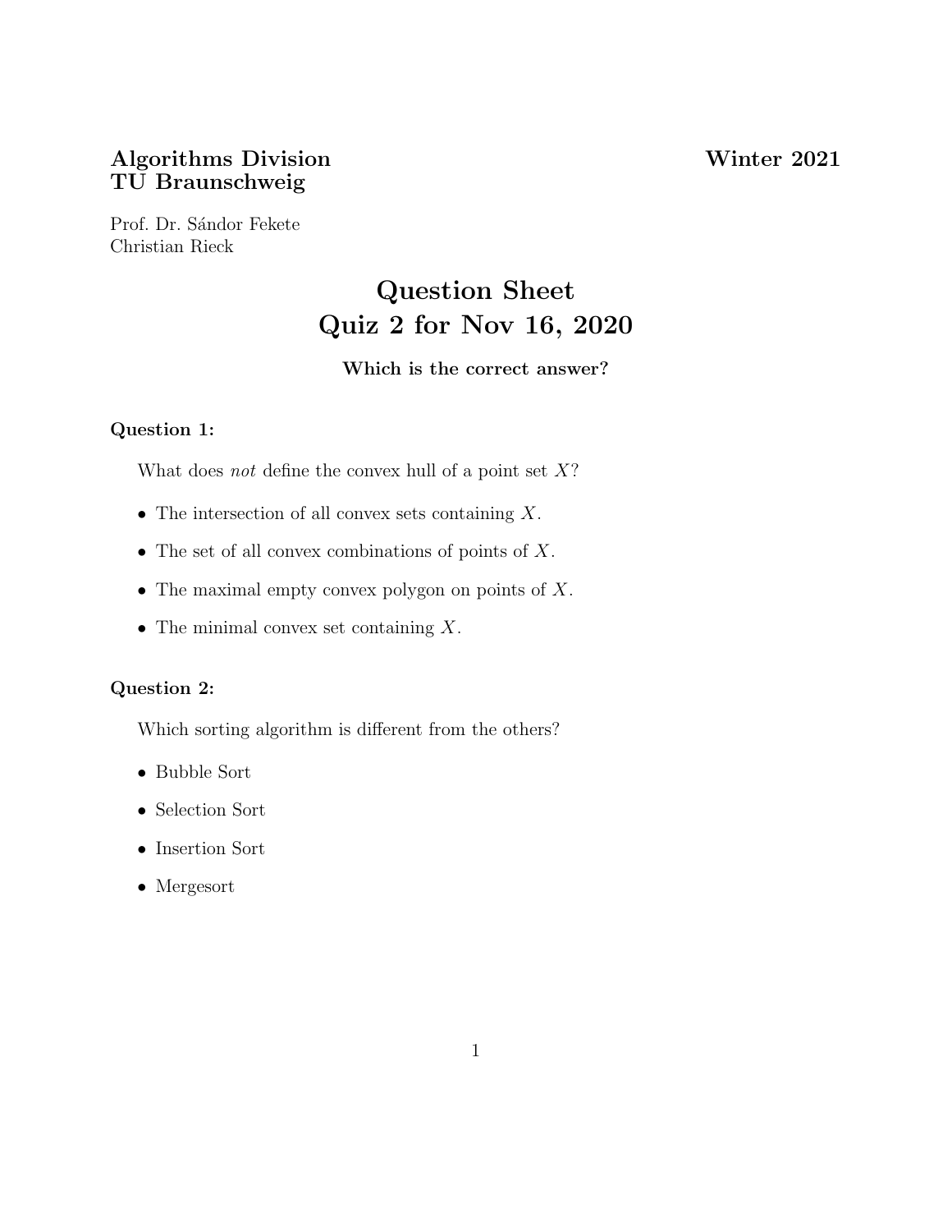**Algorithms Division** **Winter 2021**
**TU Braunschweig**

Prof. Dr. Sándor Fekete
Christian Rieck

# Question Sheet
# Quiz 2 for Nov 16, 2020

**Which is the correct answer?**

**Question 1:**

What does *not* define the convex hull of a point set $X$?

- The intersection of all convex sets containing $X$.
- The set of all convex combinations of points of $X$.
- The maximal empty convex polygon on points of $X$.
- The minimal convex set containing $X$.

**Question 2:**

Which sorting algorithm is different from the others?

- Bubble Sort
- Selection Sort
- Insertion Sort
- Mergesort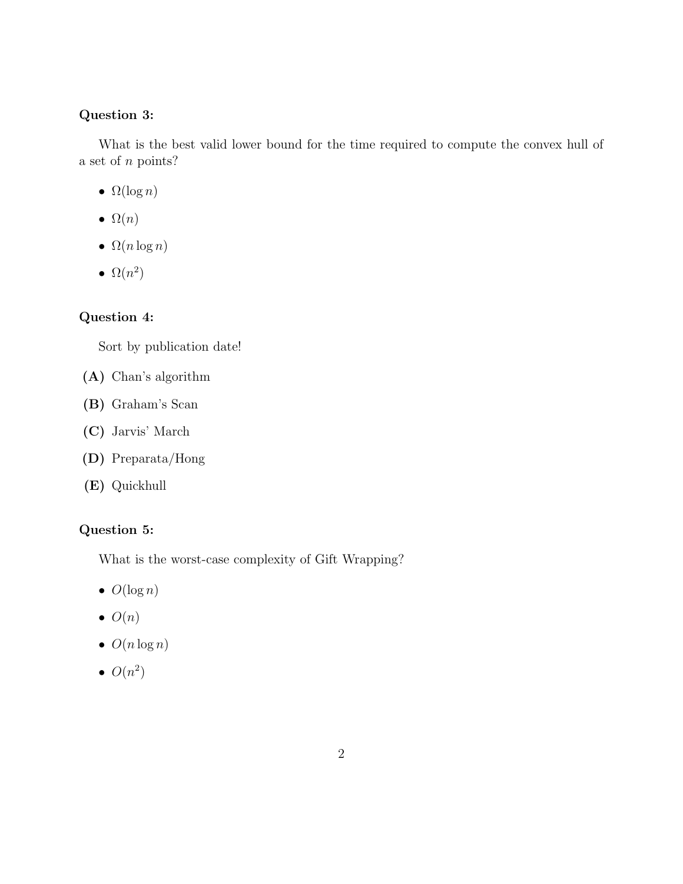**Question 3:**

What is the best valid lower bound for the time required to compute the convex hull of a set of $n$ points?

- $\Omega(\log n)$
- $\Omega(n)$
- $\Omega(n \log n)$
- $\Omega(n^2)$

**Question 4:**

Sort by publication date!

**(A)** Chan's algorithm

**(B)** Graham's Scan

**(C)** Jarvis' March

**(D)** Preparata/Hong

**(E)** Quickhull

**Question 5:**

What is the worst-case complexity of Gift Wrapping?

- $O(\log n)$
- $O(n)$
- $O(n \log n)$
- $O(n^2)$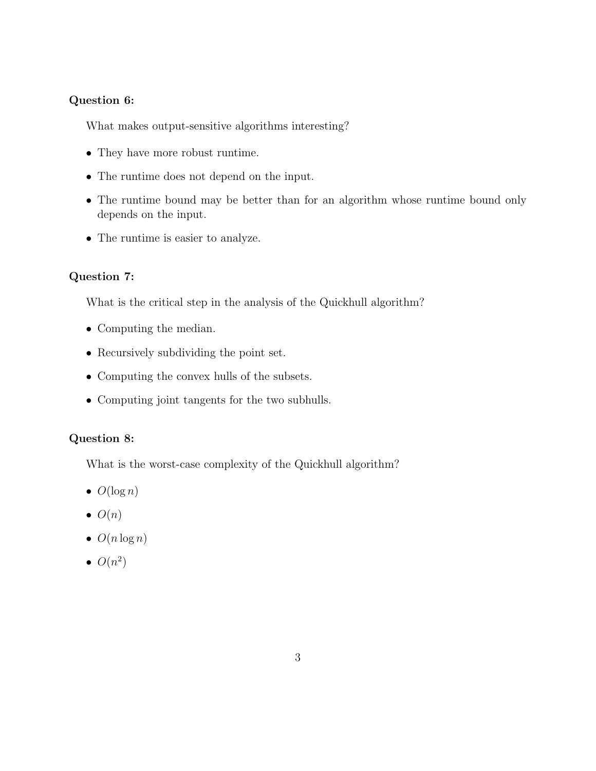**Question 6:**

What makes output-sensitive algorithms interesting?

- They have more robust runtime.
- The runtime does not depend on the input.
- The runtime bound may be better than for an algorithm whose runtime bound only depends on the input.
- The runtime is easier to analyze.

**Question 7:**

What is the critical step in the analysis of the Quickhull algorithm?

- Computing the median.
- Recursively subdividing the point set.
- Computing the convex hulls of the subsets.
- Computing joint tangents for the two subhulls.

**Question 8:**

What is the worst-case complexity of the Quickhull algorithm?

- $O(\log n)$
- $O(n)$
- $O(n \log n)$
- $O(n^2)$